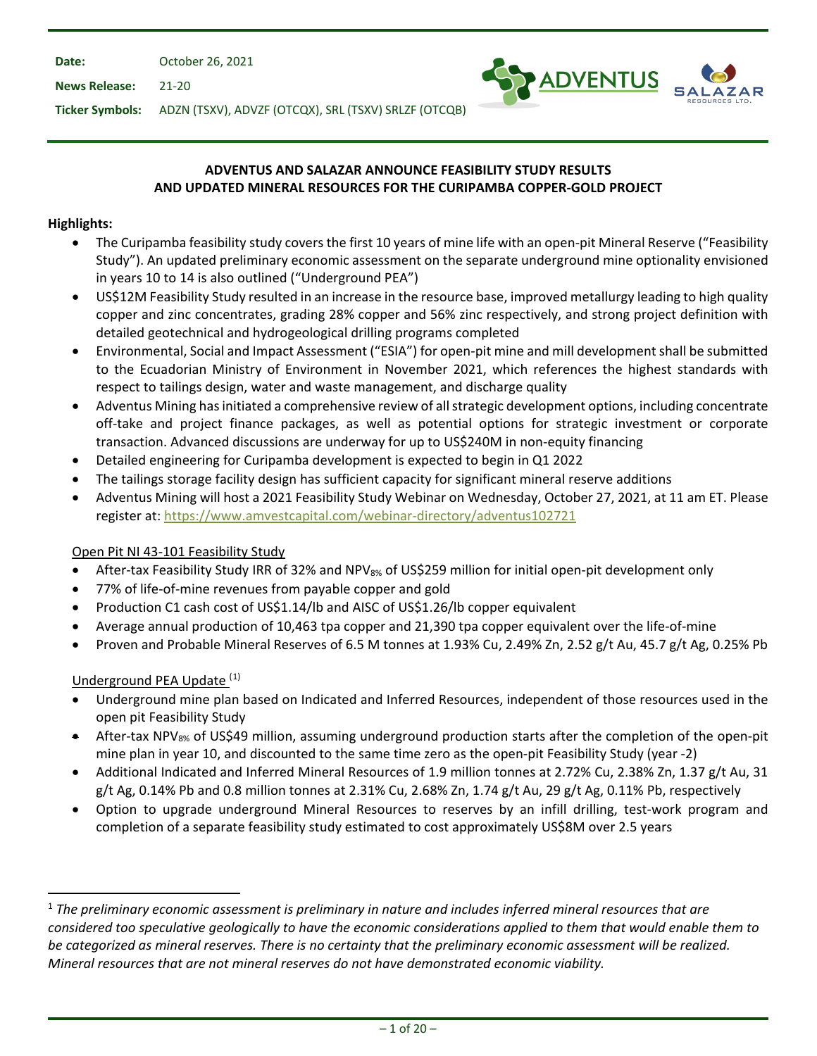**Date:** October 26, 2021

**News Release:** 21-20

**Ticker Symbols:** ADZN (TSXV), ADVZF (OTCQX), SRL (TSXV) SRLZF (OTCQB)

# ADVENTUS AND SALAZAR ANNOUNCE FEASIBILITY STUDY RESULTS AND UPDATED MINERAL RESOURCES FOR THE CURIPAMBA COPPER-GOLD PROJECT

**Highlights:**

- The Curipamba feasibility study covers the first 10 years of mine life with an open-pit Mineral Reserve ("Feasibility Study"). An updated preliminary economic assessment on the separate underground mine optionality envisioned in years 10 to 14 is also outlined ("Underground PEA")
- US$12M Feasibility Study resulted in an increase in the resource base, improved metallurgy leading to high quality copper and zinc concentrates, grading 28% copper and 56% zinc respectively, and strong project definition with detailed geotechnical and hydrogeological drilling programs completed
- Environmental, Social and Impact Assessment ("ESIA") for open-pit mine and mill development shall be submitted to the Ecuadorian Ministry of Environment in November 2021, which references the highest standards with respect to tailings design, water and waste management, and discharge quality
- Adventus Mining has initiated a comprehensive review of all strategic development options, including concentrate off-take and project finance packages, as well as potential options for strategic investment or corporate transaction. Advanced discussions are underway for up to US$240M in non-equity financing
- Detailed engineering for Curipamba development is expected to begin in Q1 2022
- The tailings storage facility design has sufficient capacity for significant mineral reserve additions
- Adventus Mining will host a 2021 Feasibility Study Webinar on Wednesday, October 27, 2021, at 11 am ET. Please register at: https://www.amvestcapital.com/webinar-directory/adventus102721

Open Pit NI 43-101 Feasibility Study

- After-tax Feasibility Study IRR of 32% and $NPV_{8\%}$ of US$259 million for initial open-pit development only
- 77% of life-of-mine revenues from payable copper and gold
- Production C1 cash cost of US$1.14/lb and AISC of US$1.26/lb copper equivalent
- Average annual production of 10,463 tpa copper and 21,390 tpa copper equivalent over the life-of-mine
- Proven and Probable Mineral Reserves of 6.5 M tonnes at 1.93% Cu, 2.49% Zn, 2.52 g/t Au, 45.7 g/t Ag, 0.25% Pb

Underground PEA Update [1]

- Underground mine plan based on Indicated and Inferred Resources, independent of those resources used in the open pit Feasibility Study
- After-tax $NPV_{8\%}$ of US$49 million, assuming underground production starts after the completion of the open-pit mine plan in year 10, and discounted to the same time zero as the open-pit Feasibility Study (year -2)
- Additional Indicated and Inferred Mineral Resources of 1.9 million tonnes at 2.72% Cu, 2.38% Zn, 1.37 g/t Au, 31 g/t Ag, 0.14% Pb and 0.8 million tonnes at 2.31% Cu, 2.68% Zn, 1.74 g/t Au, 29 g/t Ag, 0.11% Pb, respectively
- Option to upgrade underground Mineral Resources to reserves by an infill drilling, test-work program and completion of a separate feasibility study estimated to cost approximately US$8M over 2.5 years

---

[1] *The preliminary economic assessment is preliminary in nature and includes inferred mineral resources that are considered too speculative geologically to have the economic considerations applied to them that would enable them to be categorized as mineral reserves. There is no certainty that the preliminary economic assessment will be realized. Mineral resources that are not mineral reserves do not have demonstrated economic viability.*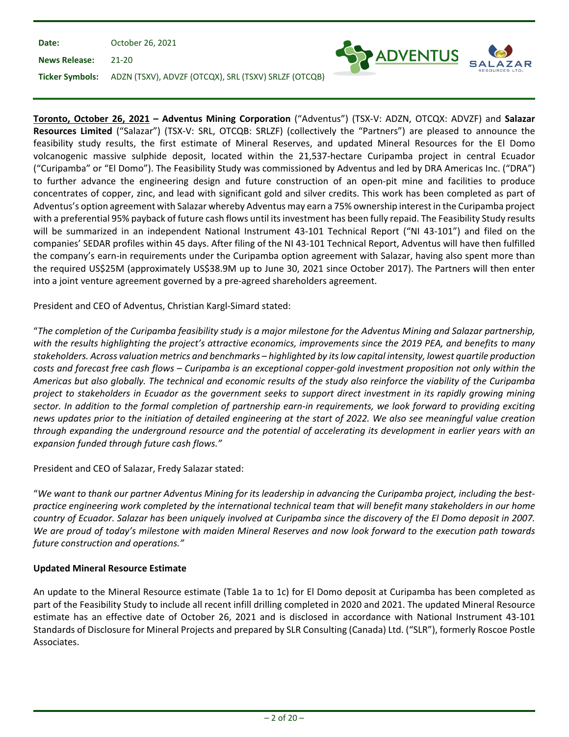| | |
|---|---|
| **Date:** | October 26, 2021 |
| **News Release:** | 21-20 |
| **Ticker Symbols:** | ADZN (TSXV), ADVZF (OTCQX), SRL (TSXV) SRLZF (OTCQB) |

**Toronto, October 26, 2021 – Adventus Mining Corporation** ("Adventus") (TSX-V: ADZN, OTCQX: ADVZF) and **Salazar Resources Limited** ("Salazar") (TSX-V: SRL, OTCQB: SRLZF) (collectively the "Partners") are pleased to announce the feasibility study results, the first estimate of Mineral Reserves, and updated Mineral Resources for the El Domo volcanogenic massive sulphide deposit, located within the 21,537-hectare Curipamba project in central Ecuador ("Curipamba" or "El Domo"). The Feasibility Study was commissioned by Adventus and led by DRA Americas Inc. ("DRA") to further advance the engineering design and future construction of an open-pit mine and facilities to produce concentrates of copper, zinc, and lead with significant gold and silver credits. This work has been completed as part of Adventus's option agreement with Salazar whereby Adventus may earn a 75% ownership interest in the Curipamba project with a preferential 95% payback of future cash flows until its investment has been fully repaid. The Feasibility Study results will be summarized in an independent National Instrument 43-101 Technical Report ("NI 43-101") and filed on the companies' SEDAR profiles within 45 days. After filing of the NI 43-101 Technical Report, Adventus will have then fulfilled the company's earn-in requirements under the Curipamba option agreement with Salazar, having also spent more than the required US$25M (approximately US$38.9M up to June 30, 2021 since October 2017). The Partners will then enter into a joint venture agreement governed by a pre-agreed shareholders agreement.

President and CEO of Adventus, Christian Kargl-Simard stated:

"*The completion of the Curipamba feasibility study is a major milestone for the Adventus Mining and Salazar partnership, with the results highlighting the project's attractive economics, improvements since the 2019 PEA, and benefits to many stakeholders. Across valuation metrics and benchmarks – highlighted by its low capital intensity, lowest quartile production costs and forecast free cash flows – Curipamba is an exceptional copper-gold investment proposition not only within the Americas but also globally. The technical and economic results of the study also reinforce the viability of the Curipamba project to stakeholders in Ecuador as the government seeks to support direct investment in its rapidly growing mining sector. In addition to the formal completion of partnership earn-in requirements, we look forward to providing exciting news updates prior to the initiation of detailed engineering at the start of 2022. We also see meaningful value creation through expanding the underground resource and the potential of accelerating its development in earlier years with an expansion funded through future cash flows.*"

President and CEO of Salazar, Fredy Salazar stated:

"*We want to thank our partner Adventus Mining for its leadership in advancing the Curipamba project, including the best-practice engineering work completed by the international technical team that will benefit many stakeholders in our home country of Ecuador. Salazar has been uniquely involved at Curipamba since the discovery of the El Domo deposit in 2007. We are proud of today's milestone with maiden Mineral Reserves and now look forward to the execution path towards future construction and operations.*"

**Updated Mineral Resource Estimate**

An update to the Mineral Resource estimate (Table 1a to 1c) for El Domo deposit at Curipamba has been completed as part of the Feasibility Study to include all recent infill drilling completed in 2020 and 2021. The updated Mineral Resource estimate has an effective date of October 26, 2021 and is disclosed in accordance with National Instrument 43-101 Standards of Disclosure for Mineral Projects and prepared by SLR Consulting (Canada) Ltd. ("SLR"), formerly Roscoe Postle Associates.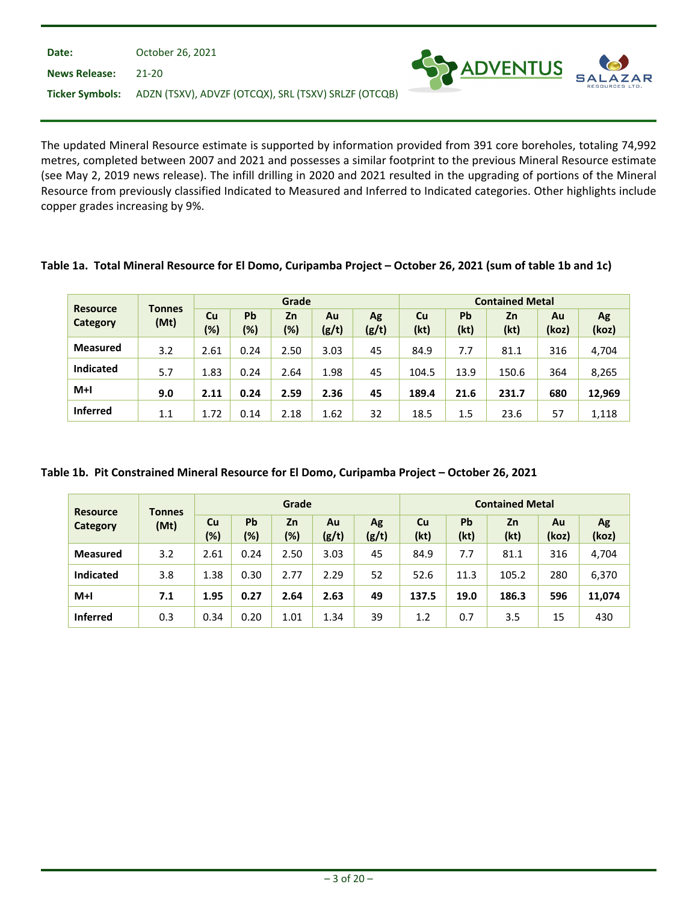The updated Mineral Resource estimate is supported by information provided from 391 core boreholes, totaling 74,992 metres, completed between 2007 and 2021 and possesses a similar footprint to the previous Mineral Resource estimate (see May 2, 2019 news release). The infill drilling in 2020 and 2021 resulted in the upgrading of portions of the Mineral Resource from previously classified Indicated to Measured and Inferred to Indicated categories. Other highlights include copper grades increasing by 9%.

**Table 1a. Total Mineral Resource for El Domo, Curipamba Project – October 26, 2021 (sum of table 1b and 1c)**

| Resource Category | Tonnes (Mt) | Grade | | | | | Contained Metal | | | | |
|---|---|---|---|---|---|---|---|---|---|---|---|
| | | Cu (%) | Pb (%) | Zn (%) | Au (g/t) | Ag (g/t) | Cu (kt) | Pb (kt) | Zn (kt) | Au (koz) | Ag (koz) |
| **Measured** | 3.2 | 2.61 | 0.24 | 2.50 | 3.03 | 45 | 84.9 | 7.7 | 81.1 | 316 | 4,704 |
| **Indicated** | 5.7 | 1.83 | 0.24 | 2.64 | 1.98 | 45 | 104.5 | 13.9 | 150.6 | 364 | 8,265 |
| **M+I** | **9.0** | **2.11** | **0.24** | **2.59** | **2.36** | **45** | **189.4** | **21.6** | **231.7** | **680** | **12,969** |
| **Inferred** | 1.1 | 1.72 | 0.14 | 2.18 | 1.62 | 32 | 18.5 | 1.5 | 23.6 | 57 | 1,118 |

**Table 1b. Pit Constrained Mineral Resource for El Domo, Curipamba Project – October 26, 2021**

| Resource Category | Tonnes (Mt) | Grade | | | | | Contained Metal | | | | |
|---|---|---|---|---|---|---|---|---|---|---|---|
| | | Cu (%) | Pb (%) | Zn (%) | Au (g/t) | Ag (g/t) | Cu (kt) | Pb (kt) | Zn (kt) | Au (koz) | Ag (koz) |
| **Measured** | 3.2 | 2.61 | 0.24 | 2.50 | 3.03 | 45 | 84.9 | 7.7 | 81.1 | 316 | 4,704 |
| **Indicated** | 3.8 | 1.38 | 0.30 | 2.77 | 2.29 | 52 | 52.6 | 11.3 | 105.2 | 280 | 6,370 |
| **M+I** | **7.1** | **1.95** | **0.27** | **2.64** | **2.63** | **49** | **137.5** | **19.0** | **186.3** | **596** | **11,074** |
| **Inferred** | 0.3 | 0.34 | 0.20 | 1.01 | 1.34 | 39 | 1.2 | 0.7 | 3.5 | 15 | 430 |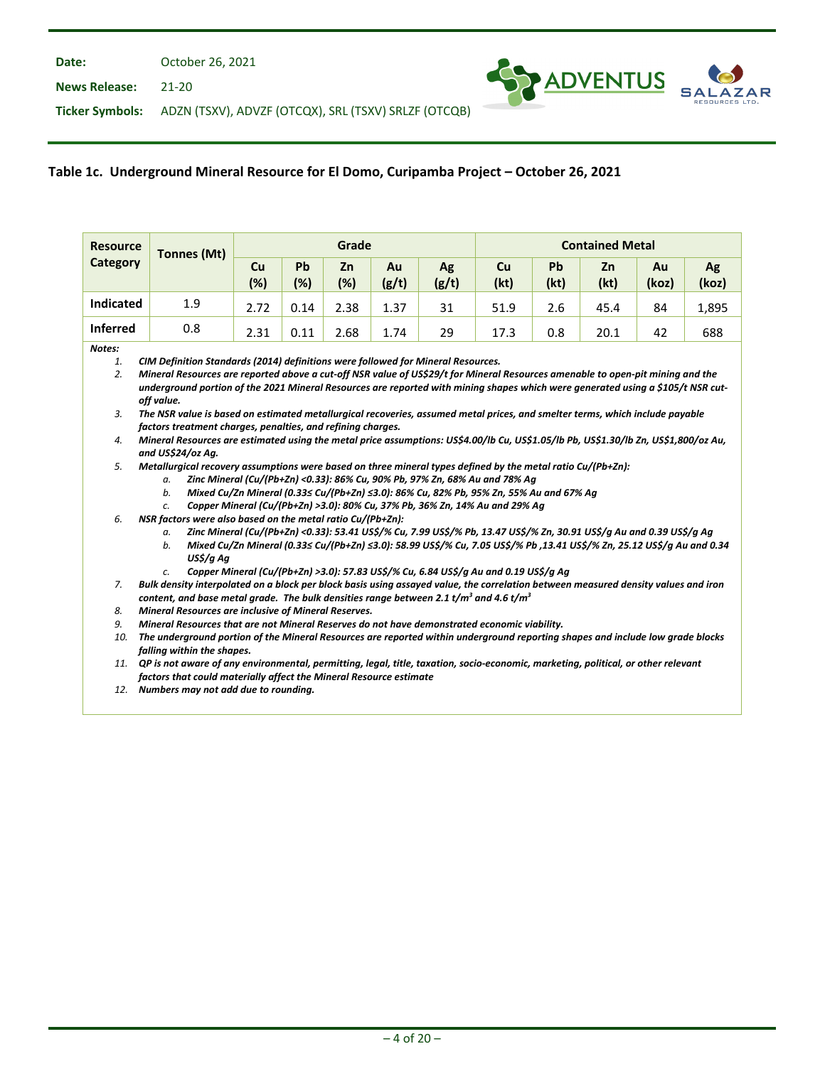| Date: | October 26, 2021 |
|---|---|
| News Release: | 21-20 |
| Ticker Symbols: | ADZN (TSXV), ADVZF (OTCQX), SRL (TSXV) SRLZF (OTCQB) |

**Table 1c. Underground Mineral Resource for El Domo, Curipamba Project – October 26, 2021**

| Resource Category | Tonnes (Mt) | Grade | | | | | Contained Metal | | | | |
|---|---|---|---|---|---|---|---|---|---|---|---|
| | | Cu (%) | Pb (%) | Zn (%) | Au (g/t) | Ag (g/t) | Cu (kt) | Pb (kt) | Zn (kt) | Au (koz) | Ag (koz) |
| **Indicated** | 1.9 | 2.72 | 0.14 | 2.38 | 1.37 | 31 | 51.9 | 2.6 | 45.4 | 84 | 1,895 |
| **Inferred** | 0.8 | 2.31 | 0.11 | 2.68 | 1.74 | 29 | 17.3 | 0.8 | 20.1 | 42 | 688 |

***Notes:***

1. *CIM Definition Standards (2014) definitions were followed for Mineral Resources.*
2. *Mineral Resources are reported above a cut-off NSR value of US$29/t for Mineral Resources amenable to open-pit mining and the underground portion of the 2021 Mineral Resources are reported with mining shapes which were generated using a $105/t NSR cut-off value.*
3. *The NSR value is based on estimated metallurgical recoveries, assumed metal prices, and smelter terms, which include payable factors treatment charges, penalties, and refining charges.*
4. *Mineral Resources are estimated using the metal price assumptions: US$4.00/lb Cu, US$1.05/lb Pb, US$1.30/lb Zn, US$1,800/oz Au, and US$24/oz Ag.*
5. *Metallurgical recovery assumptions were based on three mineral types defined by the metal ratio Cu/(Pb+Zn):*
   a. *Zinc Mineral (Cu/(Pb+Zn) <0.33): 86% Cu, 90% Pb, 97% Zn, 68% Au and 78% Ag*
   b. *Mixed Cu/Zn Mineral (0.33≤ Cu/(Pb+Zn) ≤3.0): 86% Cu, 82% Pb, 95% Zn, 55% Au and 67% Ag*
   c. *Copper Mineral (Cu/(Pb+Zn) >3.0): 80% Cu, 37% Pb, 36% Zn, 14% Au and 29% Ag*
6. *NSR factors were also based on the metal ratio Cu/(Pb+Zn):*
   a. *Zinc Mineral (Cu/(Pb+Zn) <0.33): 53.41 US$/% Cu, 7.99 US$/% Pb, 13.47 US$/% Zn, 30.91 US$/g Au and 0.39 US$/g Ag*
   b. *Mixed Cu/Zn Mineral (0.33≤ Cu/(Pb+Zn) ≤3.0): 58.99 US$/% Cu, 7.05 US$/% Pb ,13.41 US$/% Zn, 25.12 US$/g Au and 0.34 US$/g Ag*
   c. *Copper Mineral (Cu/(Pb+Zn) >3.0): 57.83 US$/% Cu, 6.84 US$/g Au and 0.19 US$/g Ag*
7. *Bulk density interpolated on a block per block basis using assayed value, the correlation between measured density values and iron content, and base metal grade. The bulk densities range between 2.1 t/m$^3$ and 4.6 t/m$^3$*
8. *Mineral Resources are inclusive of Mineral Reserves.*
9. *Mineral Resources that are not Mineral Reserves do not have demonstrated economic viability.*
10. *The underground portion of the Mineral Resources are reported within underground reporting shapes and include low grade blocks falling within the shapes.*
11. *QP is not aware of any environmental, permitting, legal, title, taxation, socio-economic, marketing, political, or other relevant factors that could materially affect the Mineral Resource estimate*
12. *Numbers may not add due to rounding.*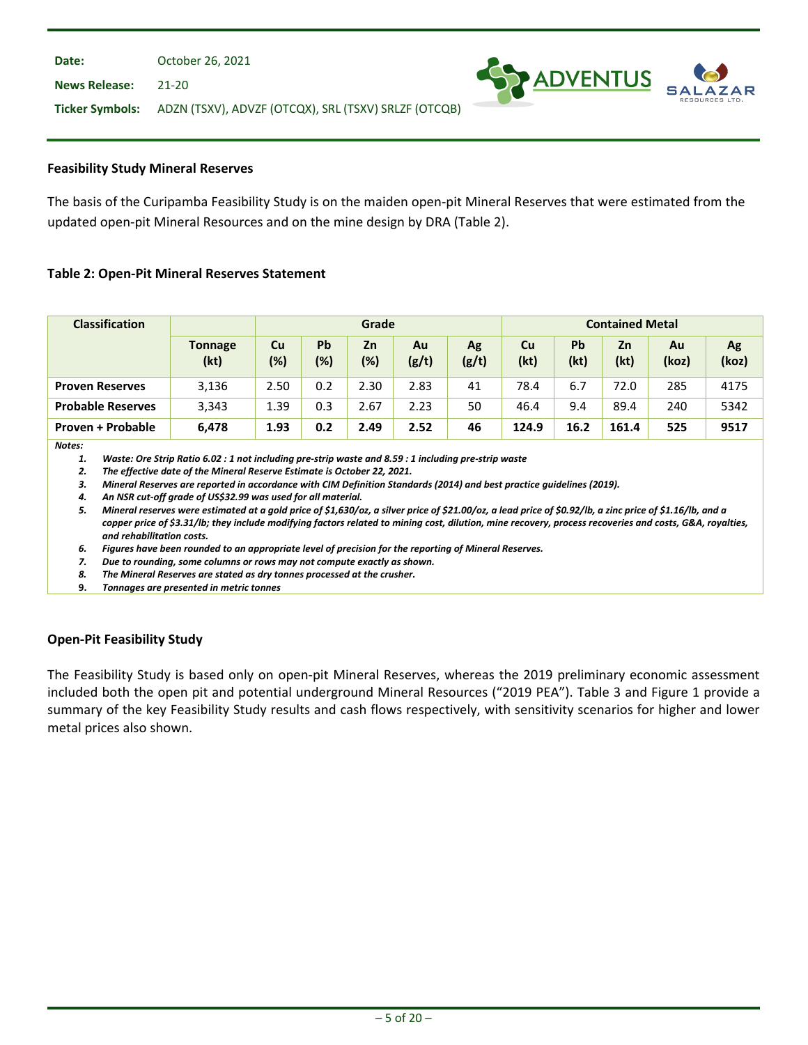## Feasibility Study Mineral Reserves

The basis of the Curipamba Feasibility Study is on the maiden open-pit Mineral Reserves that were estimated from the updated open-pit Mineral Resources and on the mine design by DRA (Table 2).

### Table 2: Open-Pit Mineral Reserves Statement

| Classification | | Grade | | | | | Contained Metal | | | | |
|---|---|---|---|---|---|---|---|---|---|---|---|
| | Tonnage (kt) | Cu (%) | Pb (%) | Zn (%) | Au (g/t) | Ag (g/t) | Cu (kt) | Pb (kt) | Zn (kt) | Au (koz) | Ag (koz) |
| **Proven Reserves** | 3,136 | 2.50 | 0.2 | 2.30 | 2.83 | 41 | 78.4 | 6.7 | 72.0 | 285 | 4175 |
| **Probable Reserves** | 3,343 | 1.39 | 0.3 | 2.67 | 2.23 | 50 | 46.4 | 9.4 | 89.4 | 240 | 5342 |
| **Proven + Probable** | **6,478** | **1.93** | **0.2** | **2.49** | **2.52** | **46** | **124.9** | **16.2** | **161.4** | **525** | **9517** |

***Notes:***

1. *Waste: Ore Strip Ratio 6.02 : 1 not including pre-strip waste and 8.59 : 1 including pre-strip waste*
2. *The effective date of the Mineral Reserve Estimate is October 22, 2021.*
3. *Mineral Reserves are reported in accordance with CIM Definition Standards (2014) and best practice guidelines (2019).*
4. *An NSR cut-off grade of US$32.99 was used for all material.*
5. *Mineral reserves were estimated at a gold price of $1,630/oz, a silver price of $21.00/oz, a lead price of $0.92/lb, a zinc price of $1.16/lb, and a copper price of $3.31/lb; they include modifying factors related to mining cost, dilution, mine recovery, process recoveries and costs, G&A, royalties, and rehabilitation costs.*
6. *Figures have been rounded to an appropriate level of precision for the reporting of Mineral Reserves.*
7. *Due to rounding, some columns or rows may not compute exactly as shown.*
8. *The Mineral Reserves are stated as dry tonnes processed at the crusher.*
9. *Tonnages are presented in metric tonnes*

## Open-Pit Feasibility Study

The Feasibility Study is based only on open-pit Mineral Reserves, whereas the 2019 preliminary economic assessment included both the open pit and potential underground Mineral Resources ("2019 PEA"). Table 3 and Figure 1 provide a summary of the key Feasibility Study results and cash flows respectively, with sensitivity scenarios for higher and lower metal prices also shown.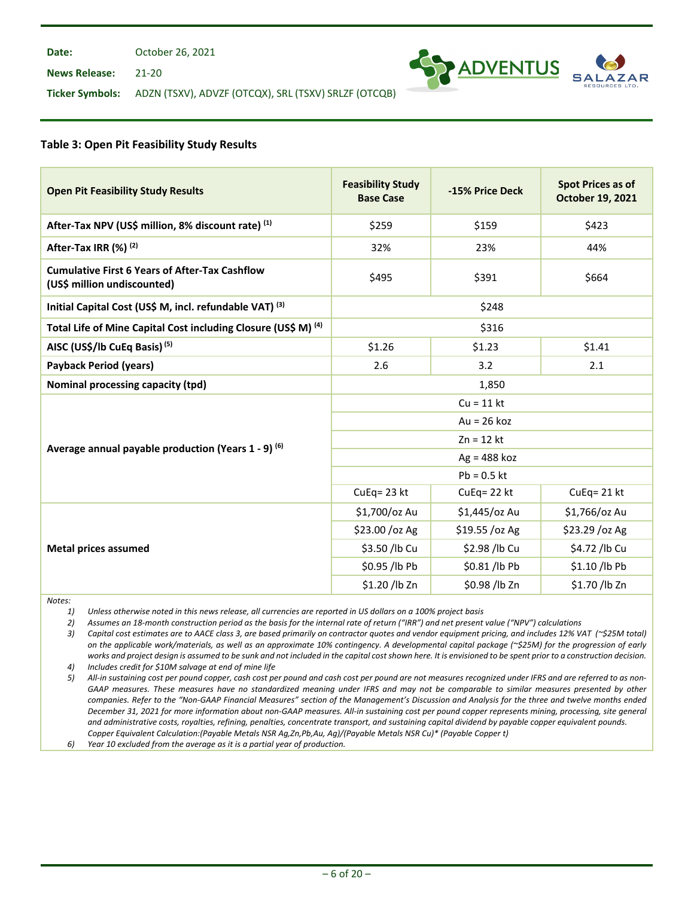Date: October 26, 2021

News Release: 21-20

Ticker Symbols: ADZN (TSXV), ADVZF (OTCQX), SRL (TSXV) SRLZF (OTCQB)

### Table 3: Open Pit Feasibility Study Results

| Open Pit Feasibility Study Results | Feasibility Study Base Case | -15% Price Deck | Spot Prices as of October 19, 2021 |
|---|---|---|---|
| **After-Tax NPV (US$ million, 8% discount rate)** [(1)] | $259 | $159 | $423 |
| **After-Tax IRR (%)** [(2)] | 32% | 23% | 44% |
| **Cumulative First 6 Years of After-Tax Cashflow (US$ million undiscounted)** | $495 | $391 | $664 |
| **Initial Capital Cost (US$ M, incl. refundable VAT)** [(3)] | $248 | | |
| **Total Life of Mine Capital Cost including Closure (US$ M)** [(4)] | $316 | | |
| **AISC (US$/lb CuEq Basis)** [(5)] | $1.26 | $1.23 | $1.41 |
| **Payback Period (years)** | 2.6 | 3.2 | 2.1 |
| **Nominal processing capacity (tpd)** | 1,850 | | |
| **Average annual payable production (Years 1 - 9)** [(6)] | Cu = 11 kt | | |
| | Au = 26 koz | | |
| | Zn = 12 kt | | |
| | Ag = 488 koz | | |
| | Pb = 0.5 kt | | |
| | CuEq= 23 kt | CuEq= 22 kt | CuEq= 21 kt |
| **Metal prices assumed** | $1,700/oz Au | $1,445/oz Au | $1,766/oz Au |
| | $23.00 /oz Ag | $19.55 /oz Ag | $23.29 /oz Ag |
| | $3.50 /lb Cu | $2.98 /lb Cu | $4.72 /lb Cu |
| | $0.95 /lb Pb | $0.81 /lb Pb | $1.10 /lb Pb |
| | $1.20 /lb Zn | $0.98 /lb Zn | $1.70 /lb Zn |

*Notes:*

1) *Unless otherwise noted in this news release, all currencies are reported in US dollars on a 100% project basis*
2) *Assumes an 18-month construction period as the basis for the internal rate of return ("IRR") and net present value ("NPV") calculations*
3) *Capital cost estimates are to AACE class 3, are based primarily on contractor quotes and vendor equipment pricing, and includes 12% VAT (~$25M total) on the applicable work/materials, as well as an approximate 10% contingency. A developmental capital package (~$25M) for the progression of early works and project design is assumed to be sunk and not included in the capital cost shown here. It is envisioned to be spent prior to a construction decision.*
4) *Includes credit for $10M salvage at end of mine life*
5) *All-in sustaining cost per pound copper, cash cost per pound and cash cost per pound are not measures recognized under IFRS and are referred to as non-GAAP measures. These measures have no standardized meaning under IFRS and may not be comparable to similar measures presented by other companies. Refer to the "Non-GAAP Financial Measures" section of the Management's Discussion and Analysis for the three and twelve months ended December 31, 2021 for more information about non-GAAP measures. All-in sustaining cost per pound copper represents mining, processing, site general and administrative costs, royalties, refining, penalties, concentrate transport, and sustaining capital dividend by payable copper equivalent pounds. Copper Equivalent Calculation:(Payable Metals NSR Ag,Zn,Pb,Au, Ag)/(Payable Metals NSR Cu)* (Payable Copper t)*
6) *Year 10 excluded from the average as it is a partial year of production.*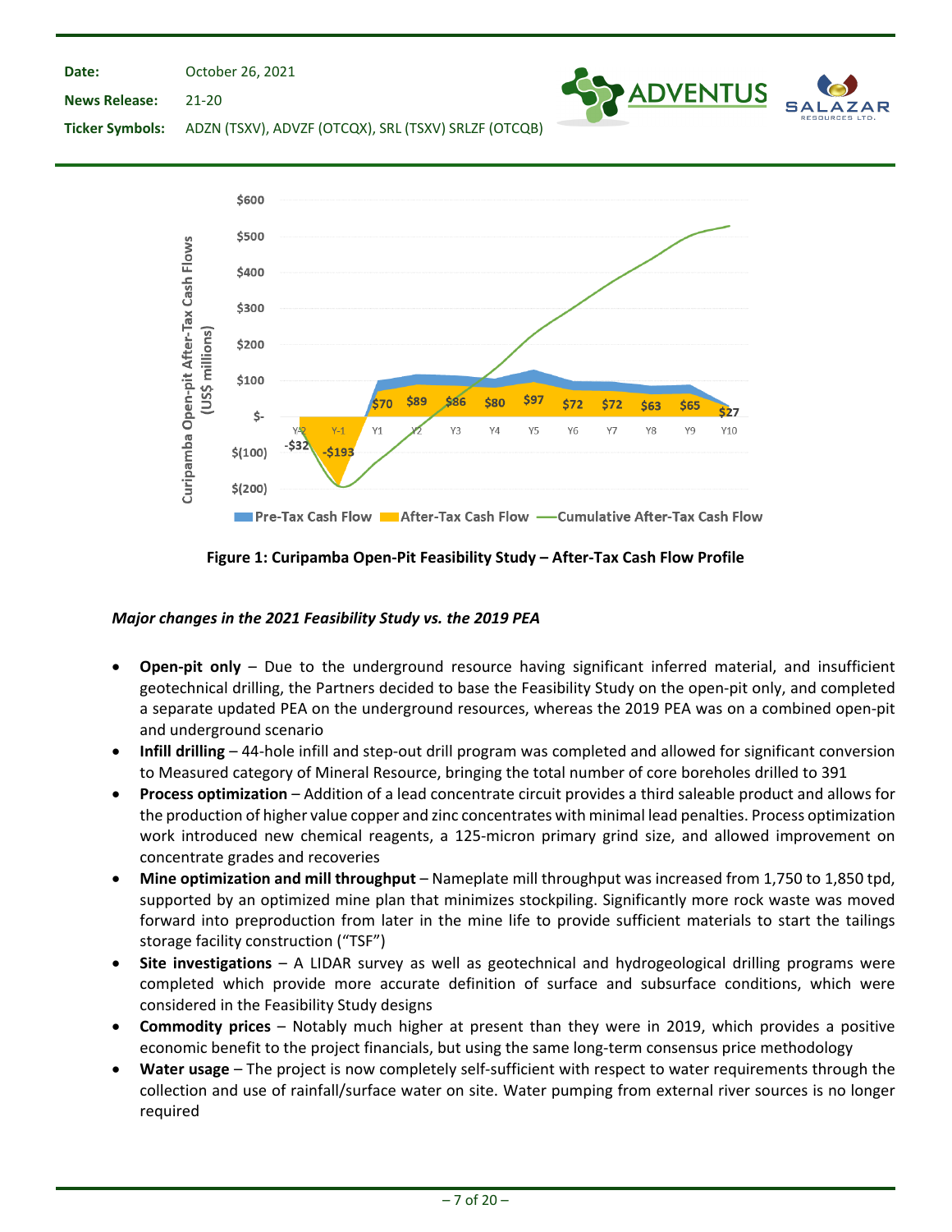Figure 1: Curipamba Open-Pit Feasibility Study – After-Tax Cash Flow Profile

*Major changes in the 2021 Feasibility Study vs. the 2019 PEA*

- **Open-pit only** – Due to the underground resource having significant inferred material, and insufficient geotechnical drilling, the Partners decided to base the Feasibility Study on the open-pit only, and completed a separate updated PEA on the underground resources, whereas the 2019 PEA was on a combined open-pit and underground scenario
- **Infill drilling** – 44-hole infill and step-out drill program was completed and allowed for significant conversion to Measured category of Mineral Resource, bringing the total number of core boreholes drilled to 391
- **Process optimization** – Addition of a lead concentrate circuit provides a third saleable product and allows for the production of higher value copper and zinc concentrates with minimal lead penalties. Process optimization work introduced new chemical reagents, a 125-micron primary grind size, and allowed improvement on concentrate grades and recoveries
- **Mine optimization and mill throughput** – Nameplate mill throughput was increased from 1,750 to 1,850 tpd, supported by an optimized mine plan that minimizes stockpiling. Significantly more rock waste was moved forward into preproduction from later in the mine life to provide sufficient materials to start the tailings storage facility construction ("TSF")
- **Site investigations** – A LIDAR survey as well as geotechnical and hydrogeological drilling programs were completed which provide more accurate definition of surface and subsurface conditions, which were considered in the Feasibility Study designs
- **Commodity prices** – Notably much higher at present than they were in 2019, which provides a positive economic benefit to the project financials, but using the same long-term consensus price methodology
- **Water usage** – The project is now completely self-sufficient with respect to water requirements through the collection and use of rainfall/surface water on site. Water pumping from external river sources is no longer required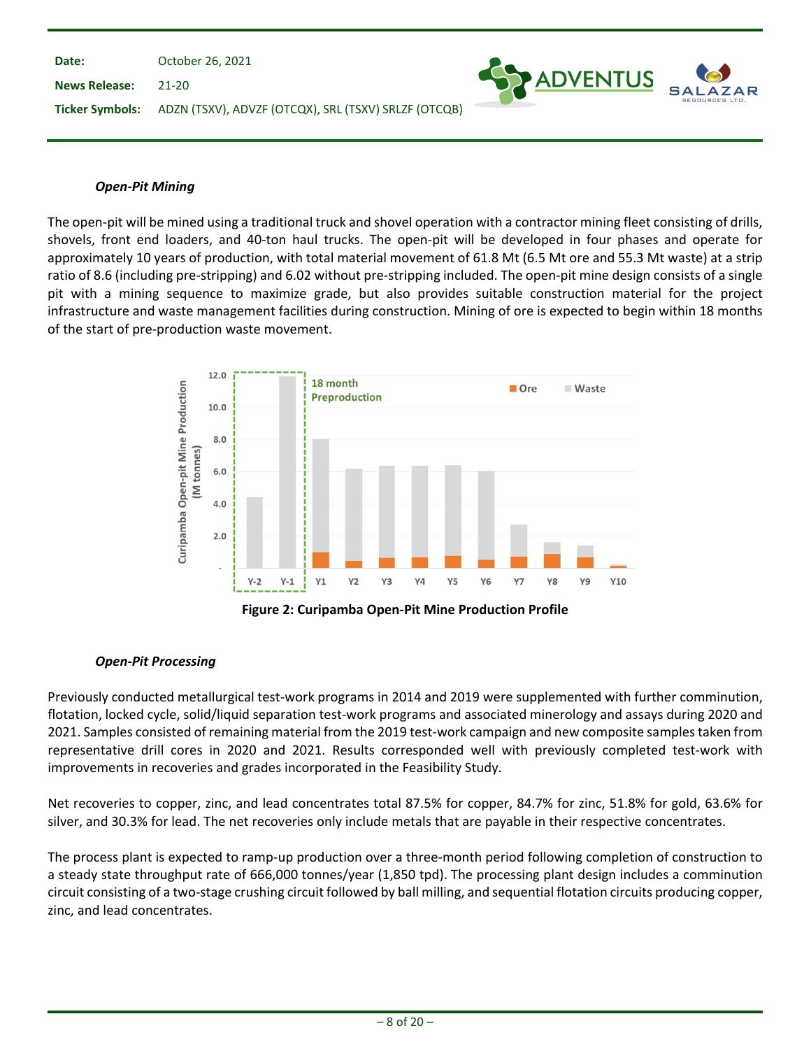### *Open-Pit Mining*

The open-pit will be mined using a traditional truck and shovel operation with a contractor mining fleet consisting of drills, shovels, front end loaders, and 40-ton haul trucks. The open-pit will be developed in four phases and operate for approximately 10 years of production, with total material movement of 61.8 Mt (6.5 Mt ore and 55.3 Mt waste) at a strip ratio of 8.6 (including pre-stripping) and 6.02 without pre-stripping included. The open-pit mine design consists of a single pit with a mining sequence to maximize grade, but also provides suitable construction material for the project infrastructure and waste management facilities during construction. Mining of ore is expected to begin within 18 months of the start of pre-production waste movement.

**Figure 2: Curipamba Open-Pit Mine Production Profile**

### *Open-Pit Processing*

Previously conducted metallurgical test-work programs in 2014 and 2019 were supplemented with further comminution, flotation, locked cycle, solid/liquid separation test-work programs and associated minerology and assays during 2020 and 2021. Samples consisted of remaining material from the 2019 test-work campaign and new composite samples taken from representative drill cores in 2020 and 2021. Results corresponded well with previously completed test-work with improvements in recoveries and grades incorporated in the Feasibility Study.

Net recoveries to copper, zinc, and lead concentrates total 87.5% for copper, 84.7% for zinc, 51.8% for gold, 63.6% for silver, and 30.3% for lead. The net recoveries only include metals that are payable in their respective concentrates.

The process plant is expected to ramp-up production over a three-month period following completion of construction to a steady state throughput rate of 666,000 tonnes/year (1,850 tpd). The processing plant design includes a comminution circuit consisting of a two-stage crushing circuit followed by ball milling, and sequential flotation circuits producing copper, zinc, and lead concentrates.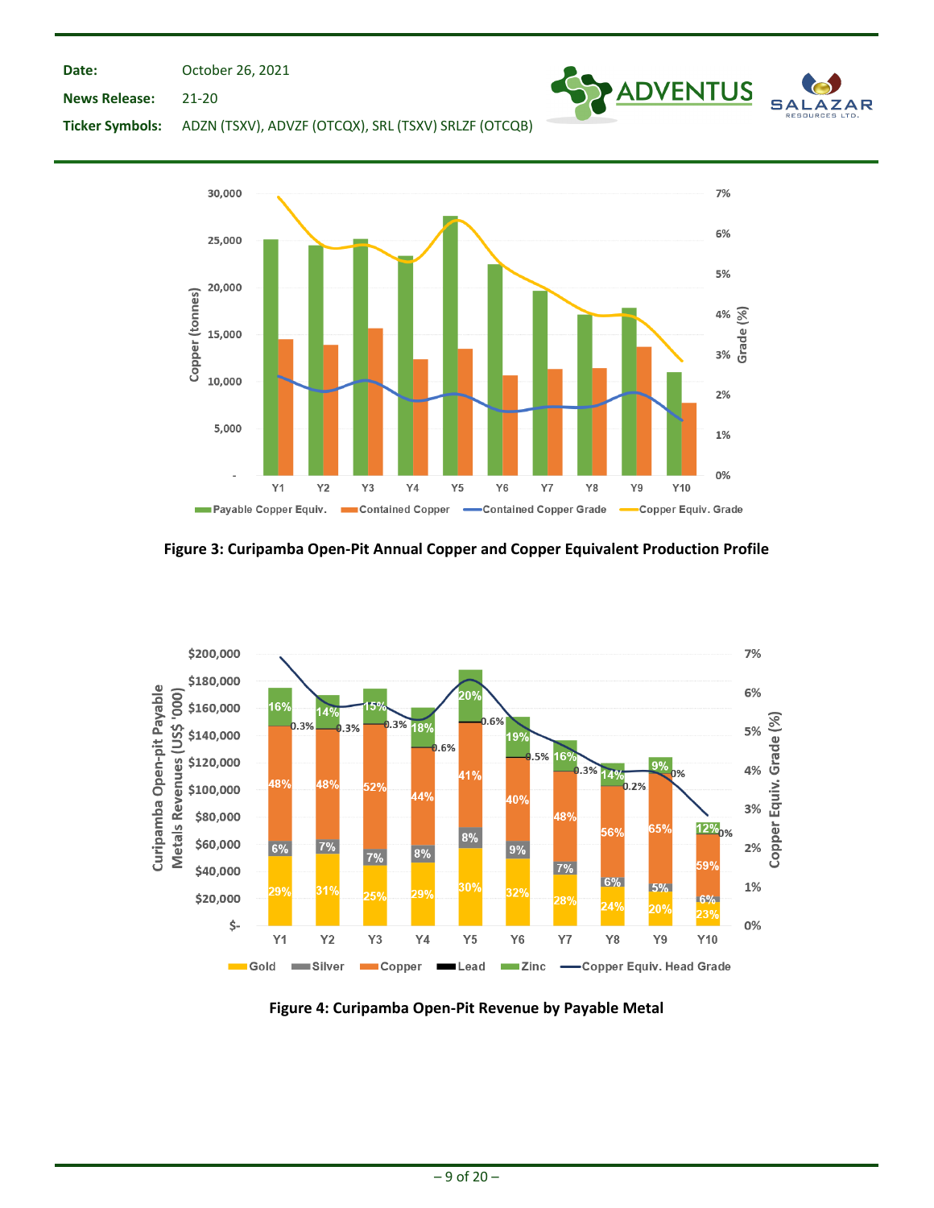Figure 3: Curipamba Open-Pit Annual Copper and Copper Equivalent Production Profile

Figure 4: Curipamba Open-Pit Revenue by Payable Metal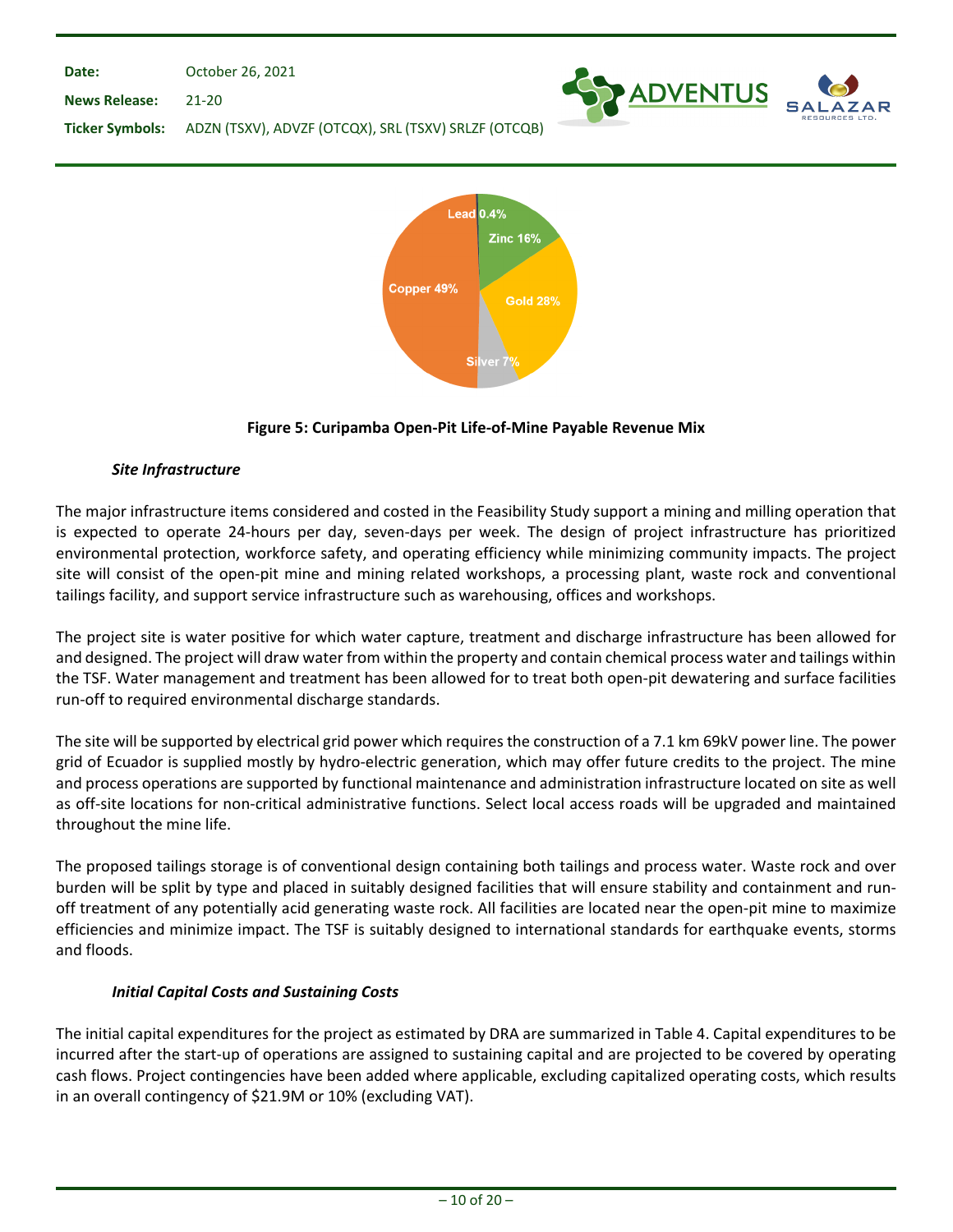Lead 0.4%
Zinc 16%
Gold 28%
Silver 7%
Copper 49%

**Figure 5: Curipamba Open-Pit Life-of-Mine Payable Revenue Mix**

***Site Infrastructure***

The major infrastructure items considered and costed in the Feasibility Study support a mining and milling operation that is expected to operate 24-hours per day, seven-days per week. The design of project infrastructure has prioritized environmental protection, workforce safety, and operating efficiency while minimizing community impacts. The project site will consist of the open-pit mine and mining related workshops, a processing plant, waste rock and conventional tailings facility, and support service infrastructure such as warehousing, offices and workshops.

The project site is water positive for which water capture, treatment and discharge infrastructure has been allowed for and designed. The project will draw water from within the property and contain chemical process water and tailings within the TSF. Water management and treatment has been allowed for to treat both open-pit dewatering and surface facilities run-off to required environmental discharge standards.

The site will be supported by electrical grid power which requires the construction of a 7.1 km 69kV power line. The power grid of Ecuador is supplied mostly by hydro-electric generation, which may offer future credits to the project. The mine and process operations are supported by functional maintenance and administration infrastructure located on site as well as off-site locations for non-critical administrative functions. Select local access roads will be upgraded and maintained throughout the mine life.

The proposed tailings storage is of conventional design containing both tailings and process water. Waste rock and over burden will be split by type and placed in suitably designed facilities that will ensure stability and containment and run-off treatment of any potentially acid generating waste rock. All facilities are located near the open-pit mine to maximize efficiencies and minimize impact. The TSF is suitably designed to international standards for earthquake events, storms and floods.

***Initial Capital Costs and Sustaining Costs***

The initial capital expenditures for the project as estimated by DRA are summarized in Table 4. Capital expenditures to be incurred after the start-up of operations are assigned to sustaining capital and are projected to be covered by operating cash flows. Project contingencies have been added where applicable, excluding capitalized operating costs, which results in an overall contingency of $21.9M or 10% (excluding VAT).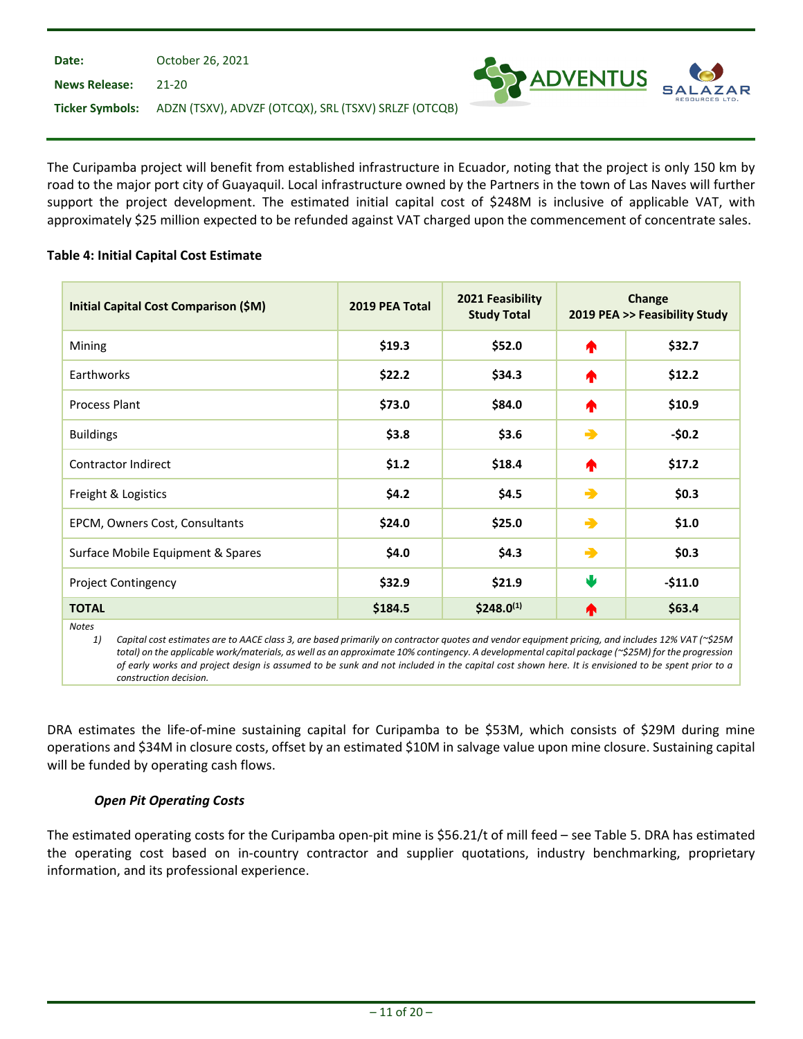The Curipamba project will benefit from established infrastructure in Ecuador, noting that the project is only 150 km by road to the major port city of Guayaquil. Local infrastructure owned by the Partners in the town of Las Naves will further support the project development. The estimated initial capital cost of $248M is inclusive of applicable VAT, with approximately $25 million expected to be refunded against VAT charged upon the commencement of concentrate sales.

**Table 4: Initial Capital Cost Estimate**

| Initial Capital Cost Comparison ($M) | 2019 PEA Total | 2021 Feasibility Study Total | Change 2019 PEA >> Feasibility Study | |
|---|---|---|---|---|
| Mining | **$19.3** | **$52.0** | ↑ | **$32.7** |
| Earthworks | **$22.2** | **$34.3** | ↑ | **$12.2** |
| Process Plant | **$73.0** | **$84.0** | ↑ | **$10.9** |
| Buildings | **$3.8** | **$3.6** | → | **-$0.2** |
| Contractor Indirect | **$1.2** | **$18.4** | ↑ | **$17.2** |
| Freight & Logistics | **$4.2** | **$4.5** | → | **$0.3** |
| EPCM, Owners Cost, Consultants | **$24.0** | **$25.0** | → | **$1.0** |
| Surface Mobile Equipment & Spares | **$4.0** | **$4.3** | → | **$0.3** |
| Project Contingency | **$32.9** | **$21.9** | ↓ | **-$11.0** |
| **TOTAL** | **$184.5** | **$248.0[1]** | ↑ | **$63.4** |

*Notes*

1) *Capital cost estimates are to AACE class 3, are based primarily on contractor quotes and vendor equipment pricing, and includes 12% VAT (~$25M total) on the applicable work/materials, as well as an approximate 10% contingency. A developmental capital package (~$25M) for the progression of early works and project design is assumed to be sunk and not included in the capital cost shown here. It is envisioned to be spent prior to a construction decision.*

DRA estimates the life-of-mine sustaining capital for Curipamba to be $53M, which consists of $29M during mine operations and $34M in closure costs, offset by an estimated $10M in salvage value upon mine closure. Sustaining capital will be funded by operating cash flows.

***Open Pit Operating Costs***

The estimated operating costs for the Curipamba open-pit mine is $56.21/t of mill feed – see Table 5. DRA has estimated the operating cost based on in-country contractor and supplier quotations, industry benchmarking, proprietary information, and its professional experience.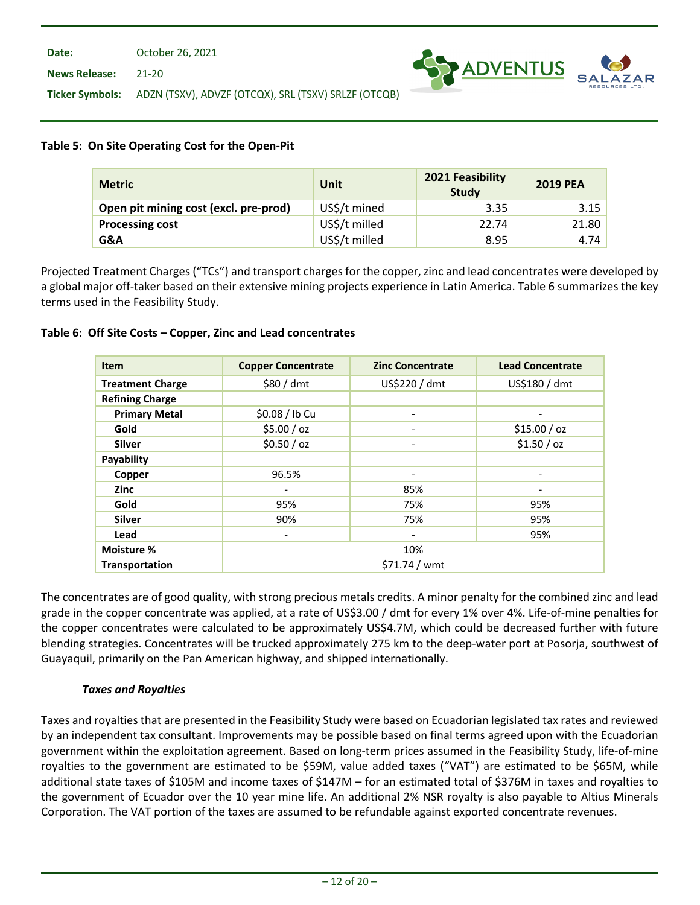**Table 5: On Site Operating Cost for the Open-Pit**

| Metric | Unit | 2021 Feasibility Study | 2019 PEA |
|---|---|---|---|
| **Open pit mining cost (excl. pre-prod)** | US$/t mined | 3.35 | 3.15 |
| **Processing cost** | US$/t milled | 22.74 | 21.80 |
| **G&A** | US$/t milled | 8.95 | 4.74 |

Projected Treatment Charges (“TCs”) and transport charges for the copper, zinc and lead concentrates were developed by a global major off-taker based on their extensive mining projects experience in Latin America. Table 6 summarizes the key terms used in the Feasibility Study.

**Table 6: Off Site Costs – Copper, Zinc and Lead concentrates**

| Item | Copper Concentrate | Zinc Concentrate | Lead Concentrate |
|---|---|---|---|
| **Treatment Charge** | $80 / dmt | US$220 / dmt | US$180 / dmt |
| **Refining Charge** | | | |
| **Primary Metal** | $0.08 / lb Cu | - | - |
| **Gold** | $5.00 / oz | - | $15.00 / oz |
| **Silver** | $0.50 / oz | - | $1.50 / oz |
| **Payability** | | | |
| **Copper** | 96.5% | - | - |
| **Zinc** | - | 85% | - |
| **Gold** | 95% | 75% | 95% |
| **Silver** | 90% | 75% | 95% |
| **Lead** | - | - | 95% |
| **Moisture %** | 10% | | |
| **Transportation** | $71.74 / wmt | | |

The concentrates are of good quality, with strong precious metals credits. A minor penalty for the combined zinc and lead grade in the copper concentrate was applied, at a rate of US$3.00 / dmt for every 1% over 4%. Life-of-mine penalties for the copper concentrates were calculated to be approximately US$4.7M, which could be decreased further with future blending strategies. Concentrates will be trucked approximately 275 km to the deep-water port at Posorja, southwest of Guayaquil, primarily on the Pan American highway, and shipped internationally.

***Taxes and Royalties***

Taxes and royalties that are presented in the Feasibility Study were based on Ecuadorian legislated tax rates and reviewed by an independent tax consultant. Improvements may be possible based on final terms agreed upon with the Ecuadorian government within the exploitation agreement. Based on long-term prices assumed in the Feasibility Study, life-of-mine royalties to the government are estimated to be $59M, value added taxes (“VAT”) are estimated to be $65M, while additional state taxes of $105M and income taxes of $147M – for an estimated total of $376M in taxes and royalties to the government of Ecuador over the 10 year mine life. An additional 2% NSR royalty is also payable to Altius Minerals Corporation. The VAT portion of the taxes are assumed to be refundable against exported concentrate revenues.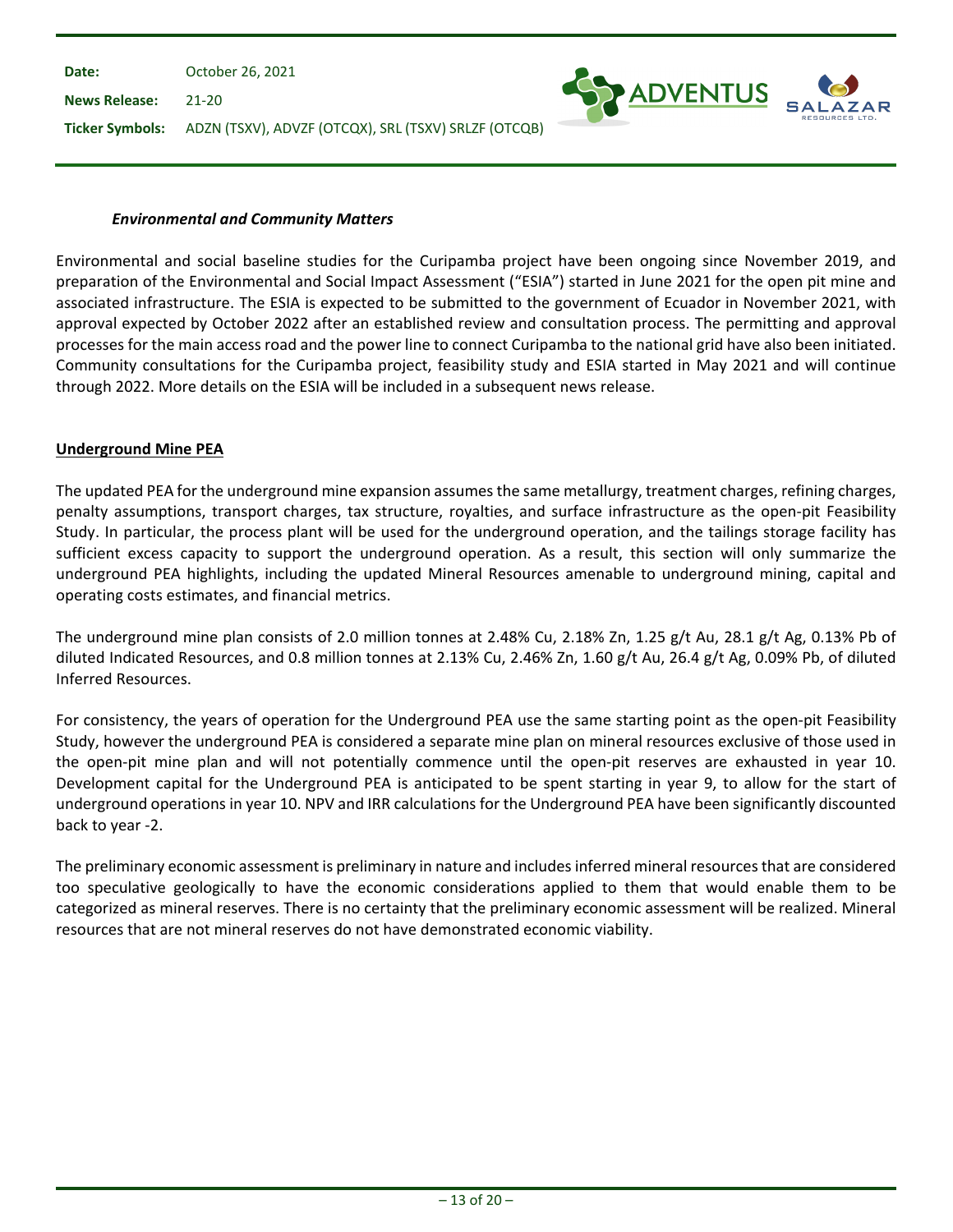### *Environmental and Community Matters*

Environmental and social baseline studies for the Curipamba project have been ongoing since November 2019, and preparation of the Environmental and Social Impact Assessment ("ESIA") started in June 2021 for the open pit mine and associated infrastructure. The ESIA is expected to be submitted to the government of Ecuador in November 2021, with approval expected by October 2022 after an established review and consultation process. The permitting and approval processes for the main access road and the power line to connect Curipamba to the national grid have also been initiated. Community consultations for the Curipamba project, feasibility study and ESIA started in May 2021 and will continue through 2022. More details on the ESIA will be included in a subsequent news release.

## Underground Mine PEA

The updated PEA for the underground mine expansion assumes the same metallurgy, treatment charges, refining charges, penalty assumptions, transport charges, tax structure, royalties, and surface infrastructure as the open-pit Feasibility Study. In particular, the process plant will be used for the underground operation, and the tailings storage facility has sufficient excess capacity to support the underground operation. As a result, this section will only summarize the underground PEA highlights, including the updated Mineral Resources amenable to underground mining, capital and operating costs estimates, and financial metrics.

The underground mine plan consists of 2.0 million tonnes at 2.48% Cu, 2.18% Zn, 1.25 g/t Au, 28.1 g/t Ag, 0.13% Pb of diluted Indicated Resources, and 0.8 million tonnes at 2.13% Cu, 2.46% Zn, 1.60 g/t Au, 26.4 g/t Ag, 0.09% Pb, of diluted Inferred Resources.

For consistency, the years of operation for the Underground PEA use the same starting point as the open-pit Feasibility Study, however the underground PEA is considered a separate mine plan on mineral resources exclusive of those used in the open-pit mine plan and will not potentially commence until the open-pit reserves are exhausted in year 10. Development capital for the Underground PEA is anticipated to be spent starting in year 9, to allow for the start of underground operations in year 10. NPV and IRR calculations for the Underground PEA have been significantly discounted back to year -2.

The preliminary economic assessment is preliminary in nature and includes inferred mineral resources that are considered too speculative geologically to have the economic considerations applied to them that would enable them to be categorized as mineral reserves. There is no certainty that the preliminary economic assessment will be realized. Mineral resources that are not mineral reserves do not have demonstrated economic viability.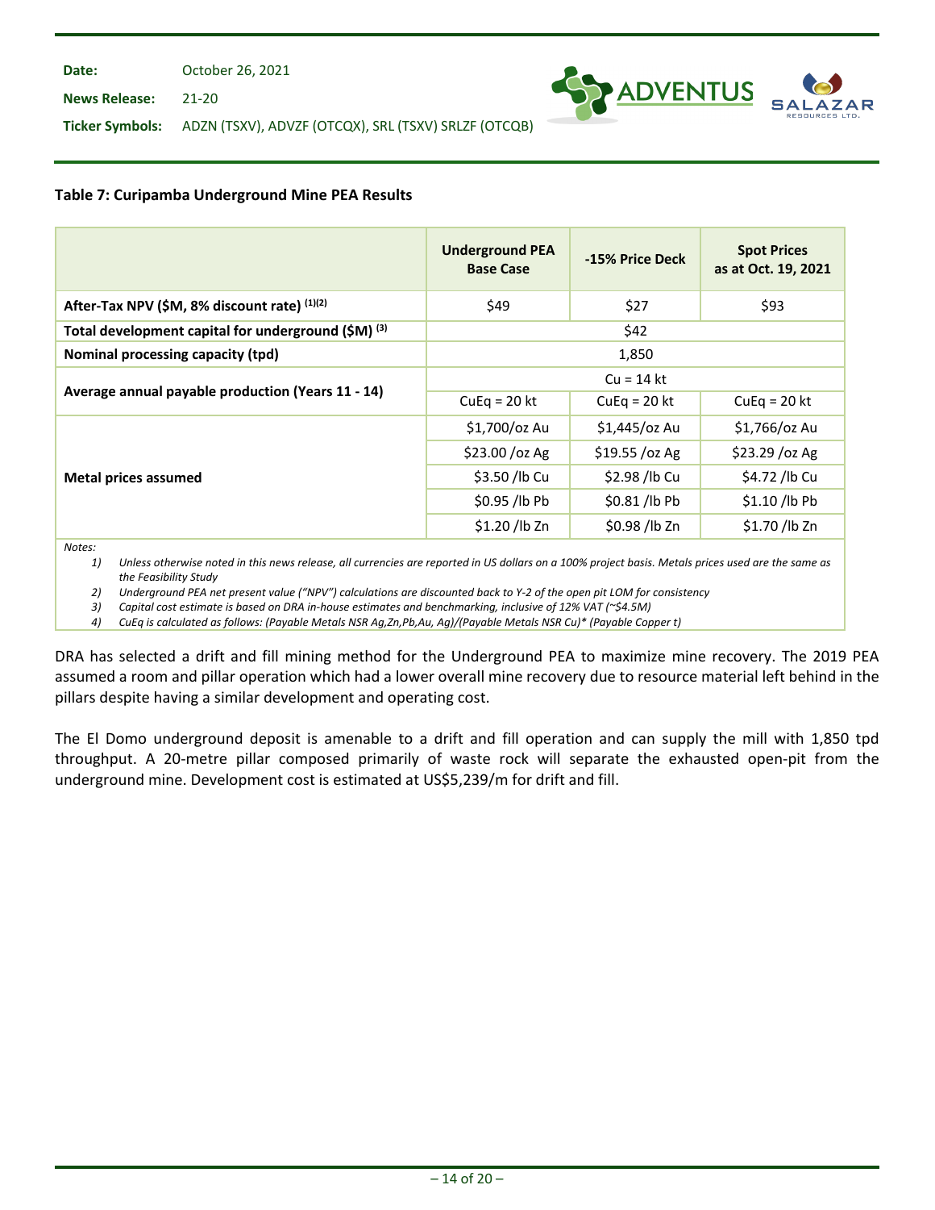**Table 7: Curipamba Underground Mine PEA Results**

| | Underground PEA Base Case | -15% Price Deck | Spot Prices as at Oct. 19, 2021 |
|---|---|---|---|
| **After-Tax NPV ($M, 8% discount rate) (1)(2)** | $49 | $27 | $93 |
| **Total development capital for underground ($M) (3)** | $42 | | |
| **Nominal processing capacity (tpd)** | 1,850 | | |
| **Average annual payable production (Years 11 - 14)** | Cu = 14 kt | | |
| | CuEq = 20 kt | CuEq = 20 kt | CuEq = 20 kt |
| **Metal prices assumed** | $1,700/oz Au | $1,445/oz Au | $1,766/oz Au |
| | $23.00 /oz Ag | $19.55 /oz Ag | $23.29 /oz Ag |
| | $3.50 /lb Cu | $2.98 /lb Cu | $4.72 /lb Cu |
| | $0.95 /lb Pb | $0.81 /lb Pb | $1.10 /lb Pb |
| | $1.20 /lb Zn | $0.98 /lb Zn | $1.70 /lb Zn |

*Notes:*

1) *Unless otherwise noted in this news release, all currencies are reported in US dollars on a 100% project basis. Metals prices used are the same as the Feasibility Study*
2) *Underground PEA net present value ("NPV") calculations are discounted back to Y-2 of the open pit LOM for consistency*
3) *Capital cost estimate is based on DRA in-house estimates and benchmarking, inclusive of 12% VAT (~$4.5M)*
4) *CuEq is calculated as follows: (Payable Metals NSR Ag,Zn,Pb,Au, Ag)/(Payable Metals NSR Cu)\* (Payable Copper t)*

DRA has selected a drift and fill mining method for the Underground PEA to maximize mine recovery. The 2019 PEA assumed a room and pillar operation which had a lower overall mine recovery due to resource material left behind in the pillars despite having a similar development and operating cost.

The El Domo underground deposit is amenable to a drift and fill operation and can supply the mill with 1,850 tpd throughput. A 20-metre pillar composed primarily of waste rock will separate the exhausted open-pit from the underground mine. Development cost is estimated at US$5,239/m for drift and fill.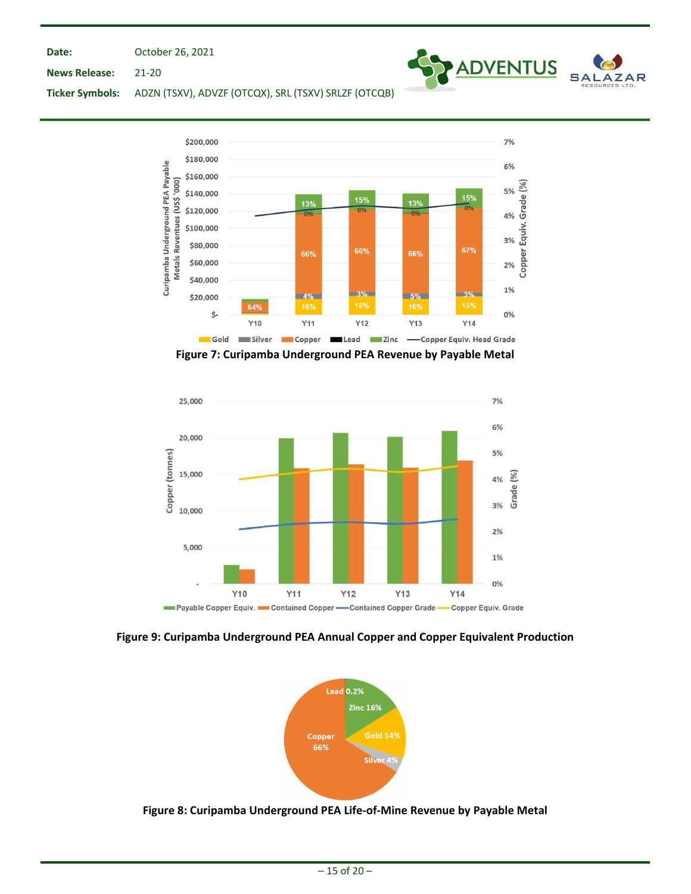Figure 7: Curipamba Underground PEA Revenue by Payable Metal

Figure 9: Curipamba Underground PEA Annual Copper and Copper Equivalent Production

Figure 8: Curipamba Underground PEA Life-of-Mine Revenue by Payable Metal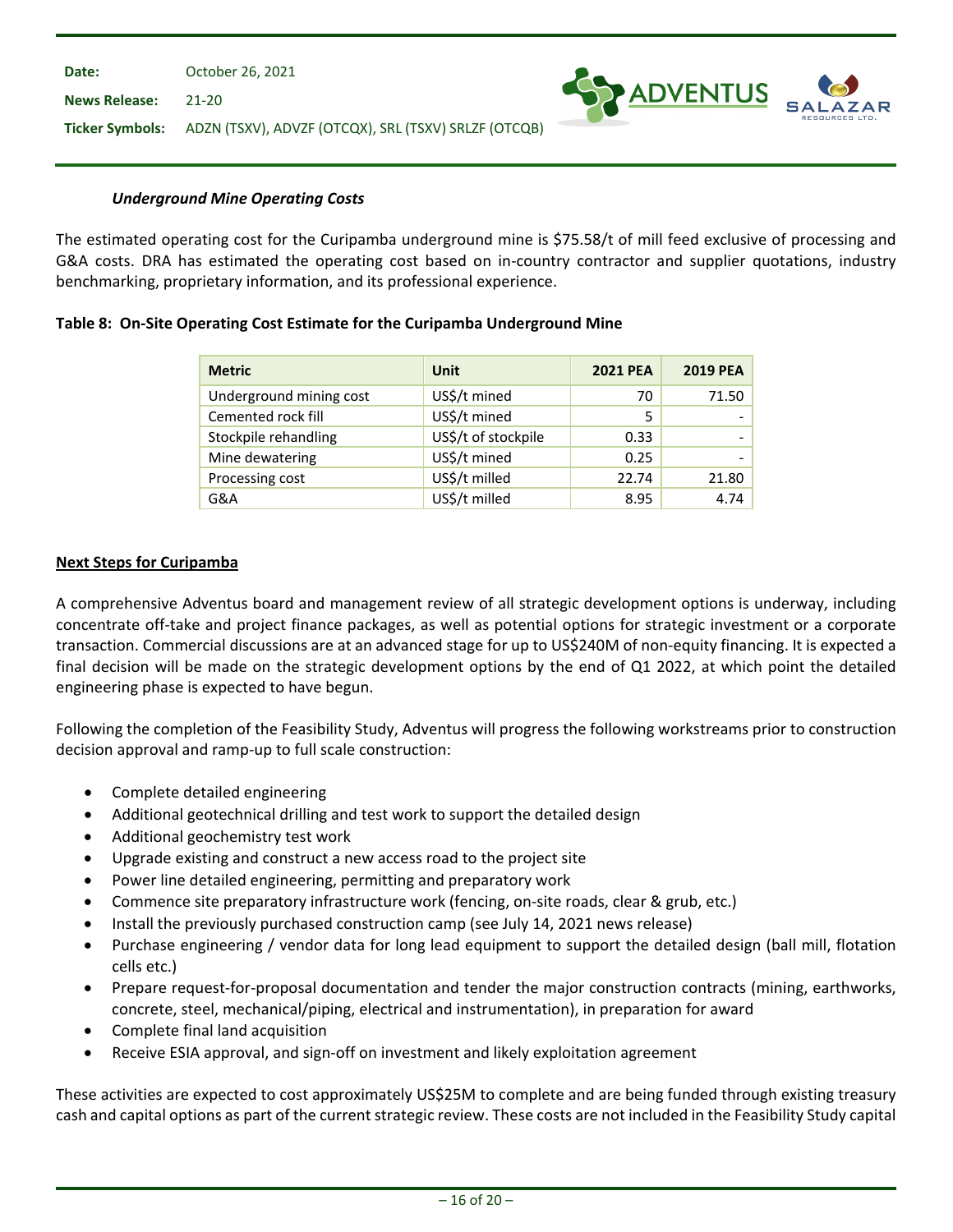### *Underground Mine Operating Costs*

The estimated operating cost for the Curipamba underground mine is $75.58/t of mill feed exclusive of processing and G&A costs. DRA has estimated the operating cost based on in-country contractor and supplier quotations, industry benchmarking, proprietary information, and its professional experience.

**Table 8: On-Site Operating Cost Estimate for the Curipamba Underground Mine**

| Metric | Unit | 2021 PEA | 2019 PEA |
|---|---|---|---|
| Underground mining cost | US$/t mined | 70 | 71.50 |
| Cemented rock fill | US$/t mined | 5 | - |
| Stockpile rehandling | US$/t of stockpile | 0.33 | - |
| Mine dewatering | US$/t mined | 0.25 | - |
| Processing cost | US$/t milled | 22.74 | 21.80 |
| G&A | US$/t milled | 8.95 | 4.74 |

## Next Steps for Curipamba

A comprehensive Adventus board and management review of all strategic development options is underway, including concentrate off-take and project finance packages, as well as potential options for strategic investment or a corporate transaction. Commercial discussions are at an advanced stage for up to US$240M of non-equity financing. It is expected a final decision will be made on the strategic development options by the end of Q1 2022, at which point the detailed engineering phase is expected to have begun.

Following the completion of the Feasibility Study, Adventus will progress the following workstreams prior to construction decision approval and ramp-up to full scale construction:

- Complete detailed engineering
- Additional geotechnical drilling and test work to support the detailed design
- Additional geochemistry test work
- Upgrade existing and construct a new access road to the project site
- Power line detailed engineering, permitting and preparatory work
- Commence site preparatory infrastructure work (fencing, on-site roads, clear & grub, etc.)
- Install the previously purchased construction camp (see July 14, 2021 news release)
- Purchase engineering / vendor data for long lead equipment to support the detailed design (ball mill, flotation cells etc.)
- Prepare request-for-proposal documentation and tender the major construction contracts (mining, earthworks, concrete, steel, mechanical/piping, electrical and instrumentation), in preparation for award
- Complete final land acquisition
- Receive ESIA approval, and sign-off on investment and likely exploitation agreement

These activities are expected to cost approximately US$25M to complete and are being funded through existing treasury cash and capital options as part of the current strategic review. These costs are not included in the Feasibility Study capital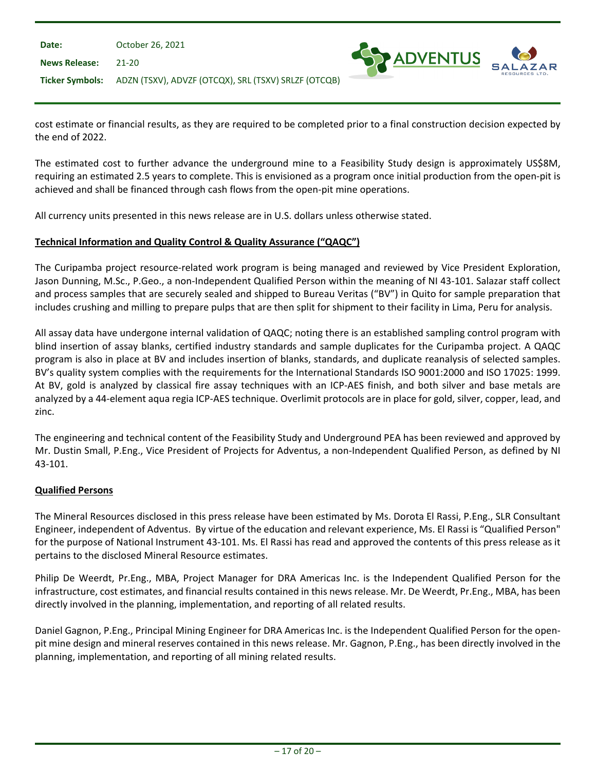cost estimate or financial results, as they are required to be completed prior to a final construction decision expected by the end of 2022.

The estimated cost to further advance the underground mine to a Feasibility Study design is approximately US$8M, requiring an estimated 2.5 years to complete. This is envisioned as a program once initial production from the open-pit is achieved and shall be financed through cash flows from the open-pit mine operations.

All currency units presented in this news release are in U.S. dollars unless otherwise stated.

**Technical Information and Quality Control & Quality Assurance ("QAQC")**

The Curipamba project resource-related work program is being managed and reviewed by Vice President Exploration, Jason Dunning, M.Sc., P.Geo., a non-Independent Qualified Person within the meaning of NI 43-101. Salazar staff collect and process samples that are securely sealed and shipped to Bureau Veritas ("BV") in Quito for sample preparation that includes crushing and milling to prepare pulps that are then split for shipment to their facility in Lima, Peru for analysis.

All assay data have undergone internal validation of QAQC; noting there is an established sampling control program with blind insertion of assay blanks, certified industry standards and sample duplicates for the Curipamba project. A QAQC program is also in place at BV and includes insertion of blanks, standards, and duplicate reanalysis of selected samples. BV's quality system complies with the requirements for the International Standards ISO 9001:2000 and ISO 17025: 1999. At BV, gold is analyzed by classical fire assay techniques with an ICP-AES finish, and both silver and base metals are analyzed by a 44-element aqua regia ICP-AES technique. Overlimit protocols are in place for gold, silver, copper, lead, and zinc.

The engineering and technical content of the Feasibility Study and Underground PEA has been reviewed and approved by Mr. Dustin Small, P.Eng., Vice President of Projects for Adventus, a non-Independent Qualified Person, as defined by NI 43-101.

**Qualified Persons**

The Mineral Resources disclosed in this press release have been estimated by Ms. Dorota El Rassi, P.Eng., SLR Consultant Engineer, independent of Adventus. By virtue of the education and relevant experience, Ms. El Rassi is "Qualified Person" for the purpose of National Instrument 43-101. Ms. El Rassi has read and approved the contents of this press release as it pertains to the disclosed Mineral Resource estimates.

Philip De Weerdt, Pr.Eng., MBA, Project Manager for DRA Americas Inc. is the Independent Qualified Person for the infrastructure, cost estimates, and financial results contained in this news release. Mr. De Weerdt, Pr.Eng., MBA, has been directly involved in the planning, implementation, and reporting of all related results.

Daniel Gagnon, P.Eng., Principal Mining Engineer for DRA Americas Inc. is the Independent Qualified Person for the open-pit mine design and mineral reserves contained in this news release. Mr. Gagnon, P.Eng., has been directly involved in the planning, implementation, and reporting of all mining related results.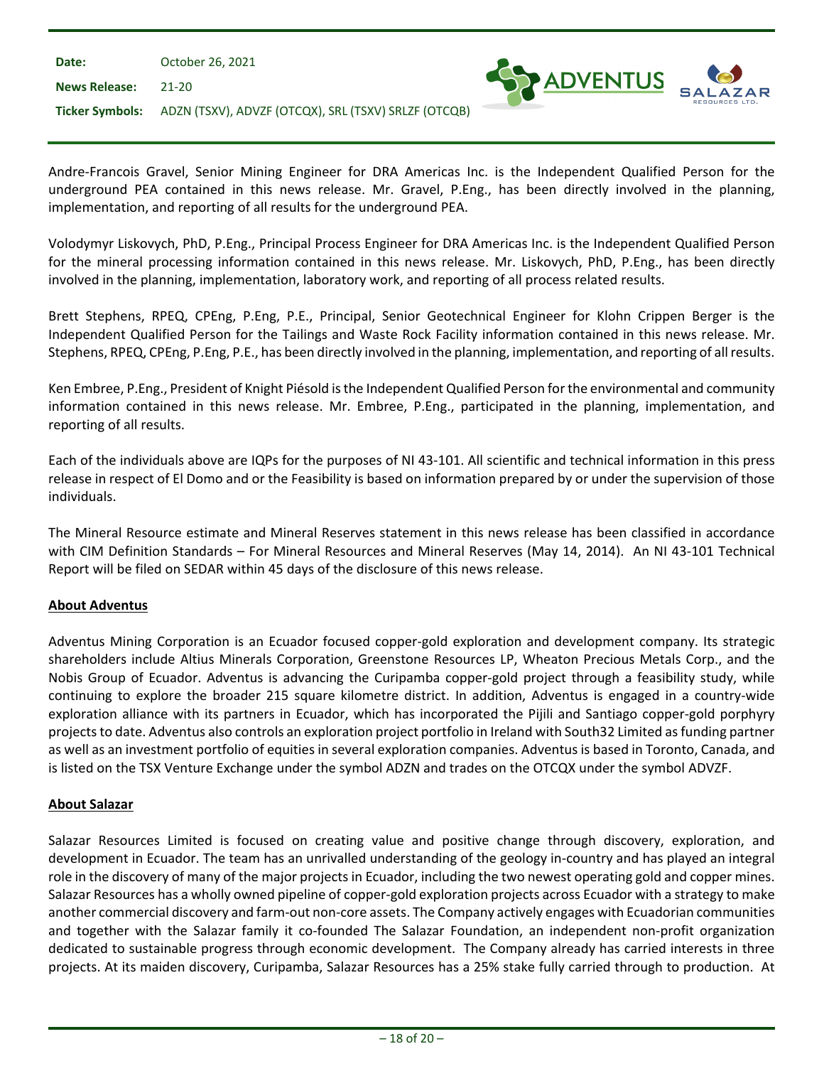Andre-Francois Gravel, Senior Mining Engineer for DRA Americas Inc. is the Independent Qualified Person for the underground PEA contained in this news release. Mr. Gravel, P.Eng., has been directly involved in the planning, implementation, and reporting of all results for the underground PEA.

Volodymyr Liskovych, PhD, P.Eng., Principal Process Engineer for DRA Americas Inc. is the Independent Qualified Person for the mineral processing information contained in this news release. Mr. Liskovych, PhD, P.Eng., has been directly involved in the planning, implementation, laboratory work, and reporting of all process related results.

Brett Stephens, RPEQ, CPEng, P.Eng, P.E., Principal, Senior Geotechnical Engineer for Klohn Crippen Berger is the Independent Qualified Person for the Tailings and Waste Rock Facility information contained in this news release. Mr. Stephens, RPEQ, CPEng, P.Eng, P.E., has been directly involved in the planning, implementation, and reporting of all results.

Ken Embree, P.Eng., President of Knight Piésold is the Independent Qualified Person for the environmental and community information contained in this news release. Mr. Embree, P.Eng., participated in the planning, implementation, and reporting of all results.

Each of the individuals above are IQPs for the purposes of NI 43-101. All scientific and technical information in this press release in respect of El Domo and or the Feasibility is based on information prepared by or under the supervision of those individuals.

The Mineral Resource estimate and Mineral Reserves statement in this news release has been classified in accordance with CIM Definition Standards – For Mineral Resources and Mineral Reserves (May 14, 2014). An NI 43-101 Technical Report will be filed on SEDAR within 45 days of the disclosure of this news release.

## About Adventus

Adventus Mining Corporation is an Ecuador focused copper-gold exploration and development company. Its strategic shareholders include Altius Minerals Corporation, Greenstone Resources LP, Wheaton Precious Metals Corp., and the Nobis Group of Ecuador. Adventus is advancing the Curipamba copper-gold project through a feasibility study, while continuing to explore the broader 215 square kilometre district. In addition, Adventus is engaged in a country-wide exploration alliance with its partners in Ecuador, which has incorporated the Pijili and Santiago copper-gold porphyry projects to date. Adventus also controls an exploration project portfolio in Ireland with South32 Limited as funding partner as well as an investment portfolio of equities in several exploration companies. Adventus is based in Toronto, Canada, and is listed on the TSX Venture Exchange under the symbol ADZN and trades on the OTCQX under the symbol ADVZF.

## About Salazar

Salazar Resources Limited is focused on creating value and positive change through discovery, exploration, and development in Ecuador. The team has an unrivalled understanding of the geology in-country and has played an integral role in the discovery of many of the major projects in Ecuador, including the two newest operating gold and copper mines. Salazar Resources has a wholly owned pipeline of copper-gold exploration projects across Ecuador with a strategy to make another commercial discovery and farm-out non-core assets. The Company actively engages with Ecuadorian communities and together with the Salazar family it co-founded The Salazar Foundation, an independent non-profit organization dedicated to sustainable progress through economic development. The Company already has carried interests in three projects. At its maiden discovery, Curipamba, Salazar Resources has a 25% stake fully carried through to production. At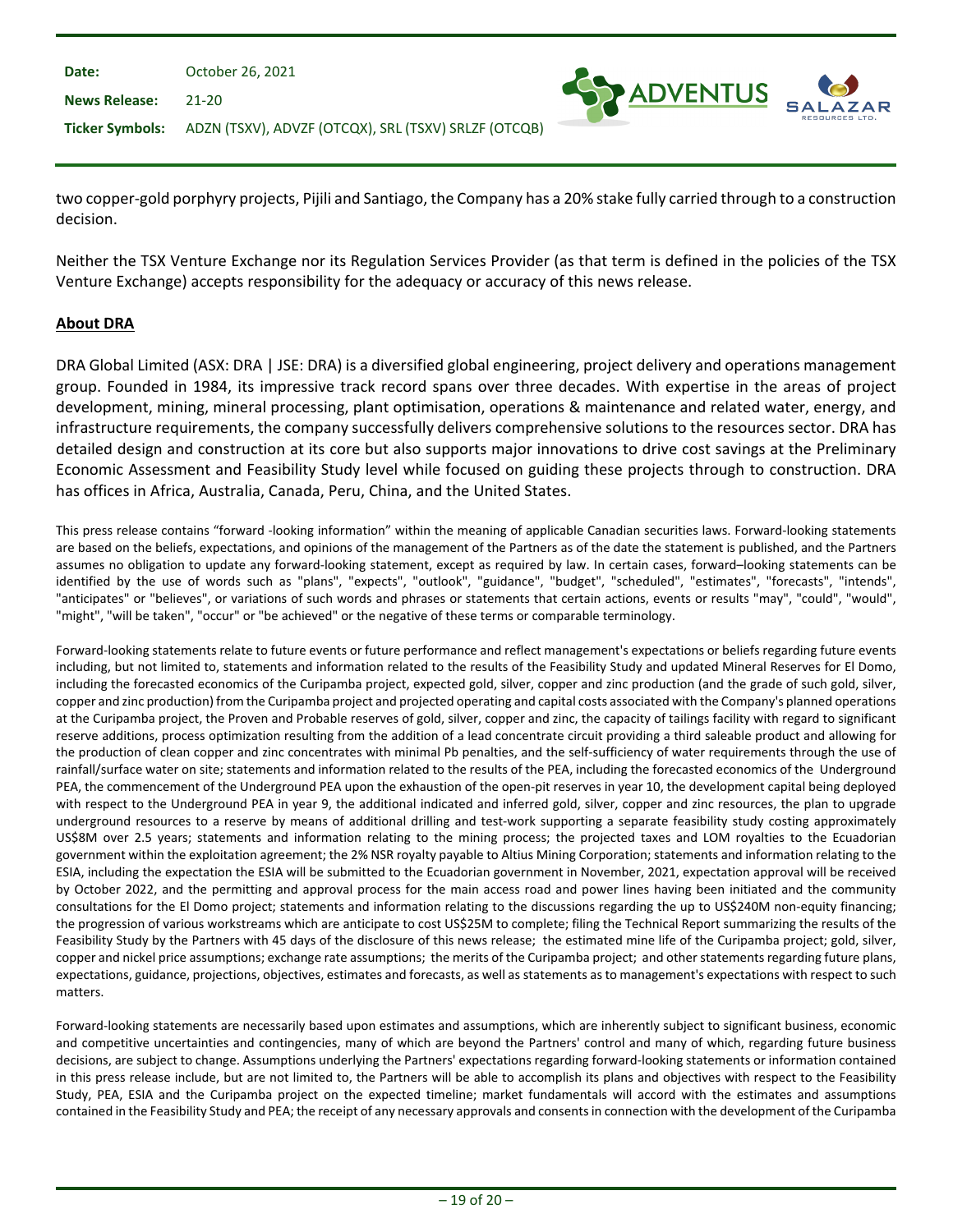two copper-gold porphyry projects, Pijili and Santiago, the Company has a 20% stake fully carried through to a construction decision.

Neither the TSX Venture Exchange nor its Regulation Services Provider (as that term is defined in the policies of the TSX Venture Exchange) accepts responsibility for the adequacy or accuracy of this news release.

**About DRA**

DRA Global Limited (ASX: DRA | JSE: DRA) is a diversified global engineering, project delivery and operations management group. Founded in 1984, its impressive track record spans over three decades. With expertise in the areas of project development, mining, mineral processing, plant optimisation, operations & maintenance and related water, energy, and infrastructure requirements, the company successfully delivers comprehensive solutions to the resources sector. DRA has detailed design and construction at its core but also supports major innovations to drive cost savings at the Preliminary Economic Assessment and Feasibility Study level while focused on guiding these projects through to construction. DRA has offices in Africa, Australia, Canada, Peru, China, and the United States.

This press release contains "forward -looking information" within the meaning of applicable Canadian securities laws. Forward-looking statements are based on the beliefs, expectations, and opinions of the management of the Partners as of the date the statement is published, and the Partners assumes no obligation to update any forward-looking statement, except as required by law. In certain cases, forward–looking statements can be identified by the use of words such as "plans", "expects", "outlook", "guidance", "budget", "scheduled", "estimates", "forecasts", "intends", "anticipates" or "believes", or variations of such words and phrases or statements that certain actions, events or results "may", "could", "would", "might", "will be taken", "occur" or "be achieved" or the negative of these terms or comparable terminology.

Forward-looking statements relate to future events or future performance and reflect management's expectations or beliefs regarding future events including, but not limited to, statements and information related to the results of the Feasibility Study and updated Mineral Reserves for El Domo, including the forecasted economics of the Curipamba project, expected gold, silver, copper and zinc production (and the grade of such gold, silver, copper and zinc production) from the Curipamba project and projected operating and capital costs associated with the Company's planned operations at the Curipamba project, the Proven and Probable reserves of gold, silver, copper and zinc, the capacity of tailings facility with regard to significant reserve additions, process optimization resulting from the addition of a lead concentrate circuit providing a third saleable product and allowing for the production of clean copper and zinc concentrates with minimal Pb penalties, and the self-sufficiency of water requirements through the use of rainfall/surface water on site; statements and information related to the results of the PEA, including the forecasted economics of the Underground PEA, the commencement of the Underground PEA upon the exhaustion of the open-pit reserves in year 10, the development capital being deployed with respect to the Underground PEA in year 9, the additional indicated and inferred gold, silver, copper and zinc resources, the plan to upgrade underground resources to a reserve by means of additional drilling and test-work supporting a separate feasibility study costing approximately US$8M over 2.5 years; statements and information relating to the mining process; the projected taxes and LOM royalties to the Ecuadorian government within the exploitation agreement; the 2% NSR royalty payable to Altius Mining Corporation; statements and information relating to the ESIA, including the expectation the ESIA will be submitted to the Ecuadorian government in November, 2021, expectation approval will be received by October 2022, and the permitting and approval process for the main access road and power lines having been initiated and the community consultations for the El Domo project; statements and information relating to the discussions regarding the up to US$240M non-equity financing; the progression of various workstreams which are anticipate to cost US$25M to complete; filing the Technical Report summarizing the results of the Feasibility Study by the Partners with 45 days of the disclosure of this news release; the estimated mine life of the Curipamba project; gold, silver, copper and nickel price assumptions; exchange rate assumptions; the merits of the Curipamba project; and other statements regarding future plans, expectations, guidance, projections, objectives, estimates and forecasts, as well as statements as to management's expectations with respect to such matters.

Forward-looking statements are necessarily based upon estimates and assumptions, which are inherently subject to significant business, economic and competitive uncertainties and contingencies, many of which are beyond the Partners' control and many of which, regarding future business decisions, are subject to change. Assumptions underlying the Partners' expectations regarding forward-looking statements or information contained in this press release include, but are not limited to, the Partners will be able to accomplish its plans and objectives with respect to the Feasibility Study, PEA, ESIA and the Curipamba project on the expected timeline; market fundamentals will accord with the estimates and assumptions contained in the Feasibility Study and PEA; the receipt of any necessary approvals and consents in connection with the development of the Curipamba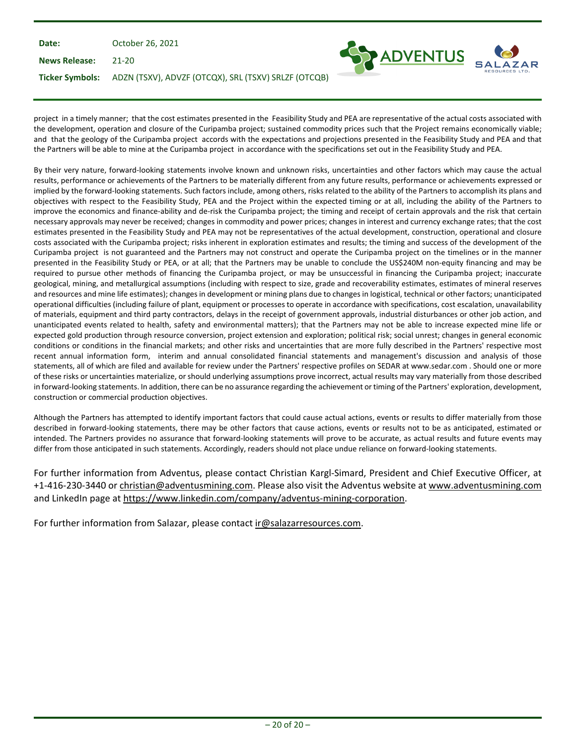project in a timely manner; that the cost estimates presented in the Feasibility Study and PEA are representative of the actual costs associated with the development, operation and closure of the Curipamba project; sustained commodity prices such that the Project remains economically viable; and that the geology of the Curipamba project accords with the expectations and projections presented in the Feasibility Study and PEA and that the Partners will be able to mine at the Curipamba project in accordance with the specifications set out in the Feasibility Study and PEA.

By their very nature, forward-looking statements involve known and unknown risks, uncertainties and other factors which may cause the actual results, performance or achievements of the Partners to be materially different from any future results, performance or achievements expressed or implied by the forward-looking statements. Such factors include, among others, risks related to the ability of the Partners to accomplish its plans and objectives with respect to the Feasibility Study, PEA and the Project within the expected timing or at all, including the ability of the Partners to improve the economics and finance-ability and de-risk the Curipamba project; the timing and receipt of certain approvals and the risk that certain necessary approvals may never be received; changes in commodity and power prices; changes in interest and currency exchange rates; that the cost estimates presented in the Feasibility Study and PEA may not be representatives of the actual development, construction, operational and closure costs associated with the Curipamba project; risks inherent in exploration estimates and results; the timing and success of the development of the Curipamba project is not guaranteed and the Partners may not construct and operate the Curipamba project on the timelines or in the manner presented in the Feasibility Study or PEA, or at all; that the Partners may be unable to conclude the US$240M non-equity financing and may be required to pursue other methods of financing the Curipamba project, or may be unsuccessful in financing the Curipamba project; inaccurate geological, mining, and metallurgical assumptions (including with respect to size, grade and recoverability estimates, estimates of mineral reserves and resources and mine life estimates); changes in development or mining plans due to changes in logistical, technical or other factors; unanticipated operational difficulties (including failure of plant, equipment or processes to operate in accordance with specifications, cost escalation, unavailability of materials, equipment and third party contractors, delays in the receipt of government approvals, industrial disturbances or other job action, and unanticipated events related to health, safety and environmental matters); that the Partners may not be able to increase expected mine life or expected gold production through resource conversion, project extension and exploration; political risk; social unrest; changes in general economic conditions or conditions in the financial markets; and other risks and uncertainties that are more fully described in the Partners' respective most recent annual information form, interim and annual consolidated financial statements and management's discussion and analysis of those statements, all of which are filed and available for review under the Partners' respective profiles on SEDAR at www.sedar.com . Should one or more of these risks or uncertainties materialize, or should underlying assumptions prove incorrect, actual results may vary materially from those described in forward-looking statements. In addition, there can be no assurance regarding the achievement or timing of the Partners' exploration, development, construction or commercial production objectives.

Although the Partners has attempted to identify important factors that could cause actual actions, events or results to differ materially from those described in forward-looking statements, there may be other factors that cause actions, events or results not to be as anticipated, estimated or intended. The Partners provides no assurance that forward-looking statements will prove to be accurate, as actual results and future events may differ from those anticipated in such statements. Accordingly, readers should not place undue reliance on forward-looking statements.

For further information from Adventus, please contact Christian Kargl-Simard, President and Chief Executive Officer, at +1-416-230-3440 or christian@adventusmining.com. Please also visit the Adventus website at www.adventusmining.com and LinkedIn page at https://www.linkedin.com/company/adventus-mining-corporation.

For further information from Salazar, please contact ir@salazarresources.com.